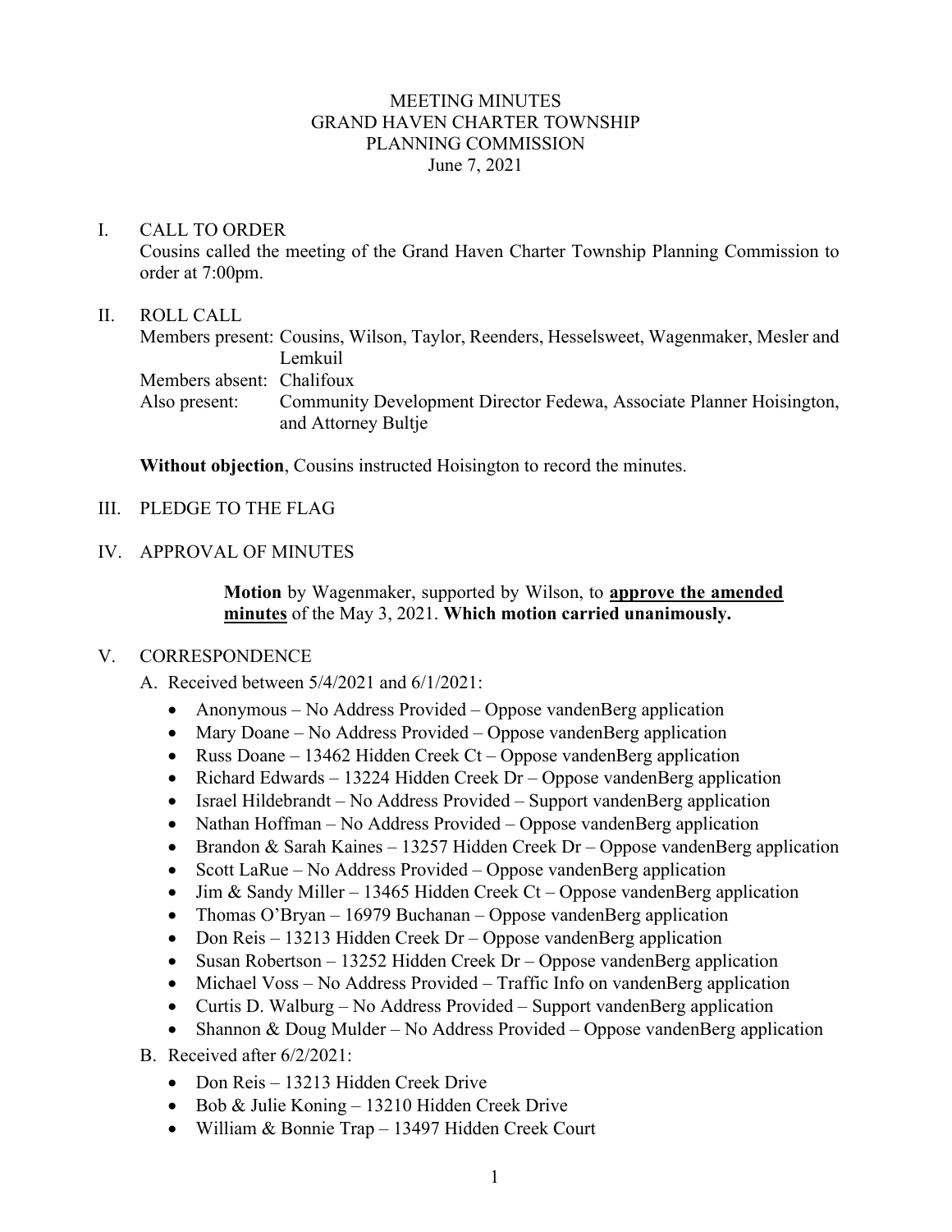# MEETING MINUTES
# GRAND HAVEN CHARTER TOWNSHIP
# PLANNING COMMISSION
June 7, 2021

## I. CALL TO ORDER

Cousins called the meeting of the Grand Haven Charter Township Planning Commission to order at 7:00pm.

## II. ROLL CALL

Members present: Cousins, Wilson, Taylor, Reenders, Hesselsweet, Wagenmaker, Mesler and Lemkuil
Members absent: Chalifoux
Also present: Community Development Director Fedewa, Associate Planner Hoisington, and Attorney Bultje

**Without objection**, Cousins instructed Hoisington to record the minutes.

## III. PLEDGE TO THE FLAG

## IV. APPROVAL OF MINUTES

> **Motion** by Wagenmaker, supported by Wilson, to **approve the amended minutes** of the May 3, 2021. **Which motion carried unanimously.**

## V. CORRESPONDENCE

A. Received between 5/4/2021 and 6/1/2021:

- Anonymous – No Address Provided – Oppose vandenBerg application
- Mary Doane – No Address Provided – Oppose vandenBerg application
- Russ Doane – 13462 Hidden Creek Ct – Oppose vandenBerg application
- Richard Edwards – 13224 Hidden Creek Dr – Oppose vandenBerg application
- Israel Hildebrandt – No Address Provided – Support vandenBerg application
- Nathan Hoffman – No Address Provided – Oppose vandenBerg application
- Brandon & Sarah Kaines – 13257 Hidden Creek Dr – Oppose vandenBerg application
- Scott LaRue – No Address Provided – Oppose vandenBerg application
- Jim & Sandy Miller – 13465 Hidden Creek Ct – Oppose vandenBerg application
- Thomas O'Bryan – 16979 Buchanan – Oppose vandenBerg application
- Don Reis – 13213 Hidden Creek Dr – Oppose vandenBerg application
- Susan Robertson – 13252 Hidden Creek Dr – Oppose vandenBerg application
- Michael Voss – No Address Provided – Traffic Info on vandenBerg application
- Curtis D. Walburg – No Address Provided – Support vandenBerg application
- Shannon & Doug Mulder – No Address Provided – Oppose vandenBerg application

B. Received after 6/2/2021:

- Don Reis – 13213 Hidden Creek Drive
- Bob & Julie Koning – 13210 Hidden Creek Drive
- William & Bonnie Trap – 13497 Hidden Creek Court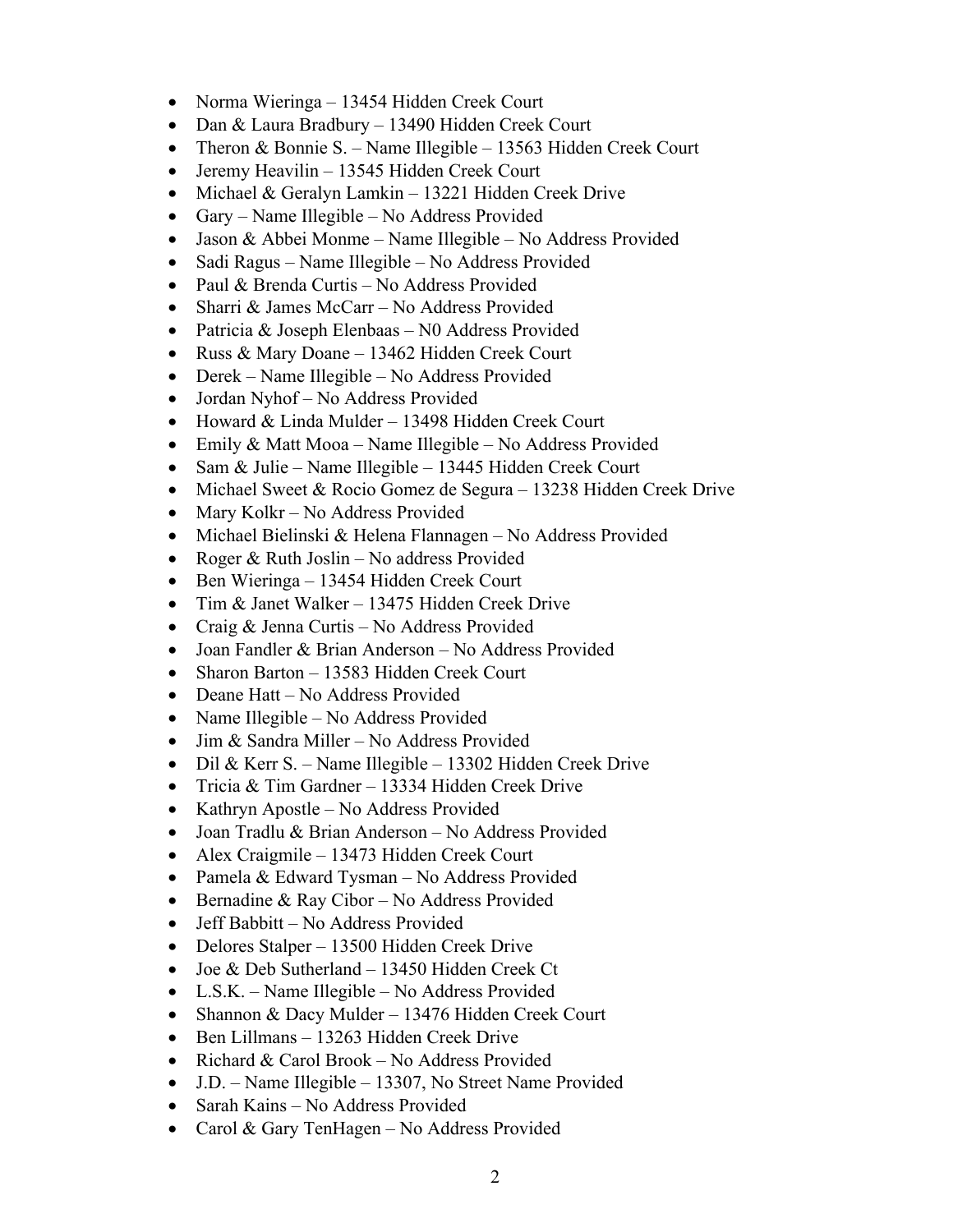- Norma Wieringa – 13454 Hidden Creek Court
- Dan & Laura Bradbury – 13490 Hidden Creek Court
- Theron & Bonnie S. – Name Illegible – 13563 Hidden Creek Court
- Jeremy Heavilin – 13545 Hidden Creek Court
- Michael & Geralyn Lamkin – 13221 Hidden Creek Drive
- Gary – Name Illegible – No Address Provided
- Jason & Abbei Monme – Name Illegible – No Address Provided
- Sadi Ragus – Name Illegible – No Address Provided
- Paul & Brenda Curtis – No Address Provided
- Sharri & James McCarr – No Address Provided
- Patricia & Joseph Elenbaas – N0 Address Provided
- Russ & Mary Doane – 13462 Hidden Creek Court
- Derek – Name Illegible – No Address Provided
- Jordan Nyhof – No Address Provided
- Howard & Linda Mulder – 13498 Hidden Creek Court
- Emily & Matt Mooa – Name Illegible – No Address Provided
- Sam & Julie – Name Illegible – 13445 Hidden Creek Court
- Michael Sweet & Rocio Gomez de Segura – 13238 Hidden Creek Drive
- Mary Kolkr – No Address Provided
- Michael Bielinski & Helena Flannagen – No Address Provided
- Roger & Ruth Joslin – No address Provided
- Ben Wieringa – 13454 Hidden Creek Court
- Tim & Janet Walker – 13475 Hidden Creek Drive
- Craig & Jenna Curtis – No Address Provided
- Joan Fandler & Brian Anderson – No Address Provided
- Sharon Barton – 13583 Hidden Creek Court
- Deane Hatt – No Address Provided
- Name Illegible – No Address Provided
- Jim & Sandra Miller – No Address Provided
- Dil & Kerr S. – Name Illegible – 13302 Hidden Creek Drive
- Tricia & Tim Gardner – 13334 Hidden Creek Drive
- Kathryn Apostle – No Address Provided
- Joan Tradlu & Brian Anderson – No Address Provided
- Alex Craigmile – 13473 Hidden Creek Court
- Pamela & Edward Tysman – No Address Provided
- Bernadine & Ray Cibor – No Address Provided
- Jeff Babbitt – No Address Provided
- Delores Stalper – 13500 Hidden Creek Drive
- Joe & Deb Sutherland – 13450 Hidden Creek Ct
- L.S.K. – Name Illegible – No Address Provided
- Shannon & Dacy Mulder – 13476 Hidden Creek Court
- Ben Lillmans – 13263 Hidden Creek Drive
- Richard & Carol Brook – No Address Provided
- J.D. – Name Illegible – 13307, No Street Name Provided
- Sarah Kains – No Address Provided
- Carol & Gary TenHagen – No Address Provided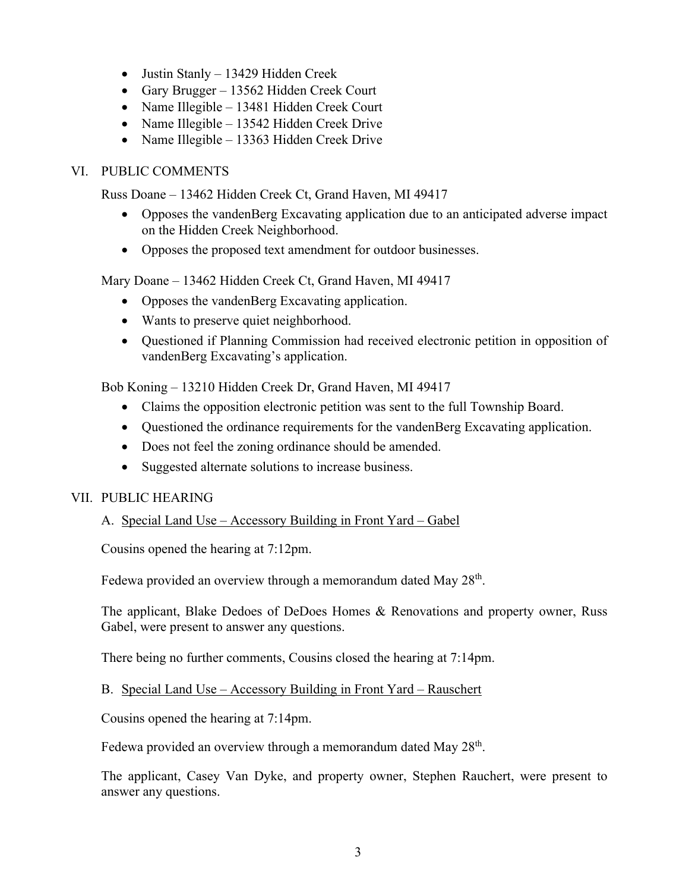- Justin Stanly – 13429 Hidden Creek
- Gary Brugger – 13562 Hidden Creek Court
- Name Illegible – 13481 Hidden Creek Court
- Name Illegible – 13542 Hidden Creek Drive
- Name Illegible – 13363 Hidden Creek Drive

## VI. PUBLIC COMMENTS

Russ Doane – 13462 Hidden Creek Ct, Grand Haven, MI 49417

- Opposes the vandenBerg Excavating application due to an anticipated adverse impact on the Hidden Creek Neighborhood.
- Opposes the proposed text amendment for outdoor businesses.

Mary Doane – 13462 Hidden Creek Ct, Grand Haven, MI 49417

- Opposes the vandenBerg Excavating application.
- Wants to preserve quiet neighborhood.
- Questioned if Planning Commission had received electronic petition in opposition of vandenBerg Excavating's application.

Bob Koning – 13210 Hidden Creek Dr, Grand Haven, MI 49417

- Claims the opposition electronic petition was sent to the full Township Board.
- Questioned the ordinance requirements for the vandenBerg Excavating application.
- Does not feel the zoning ordinance should be amended.
- Suggested alternate solutions to increase business.

## VII. PUBLIC HEARING

### A. Special Land Use – Accessory Building in Front Yard – Gabel

Cousins opened the hearing at 7:12pm.

Fedewa provided an overview through a memorandum dated May 28th.

The applicant, Blake Dedoes of DeDoes Homes & Renovations and property owner, Russ Gabel, were present to answer any questions.

There being no further comments, Cousins closed the hearing at 7:14pm.

### B. Special Land Use – Accessory Building in Front Yard – Rauschert

Cousins opened the hearing at 7:14pm.

Fedewa provided an overview through a memorandum dated May 28th.

The applicant, Casey Van Dyke, and property owner, Stephen Rauchert, were present to answer any questions.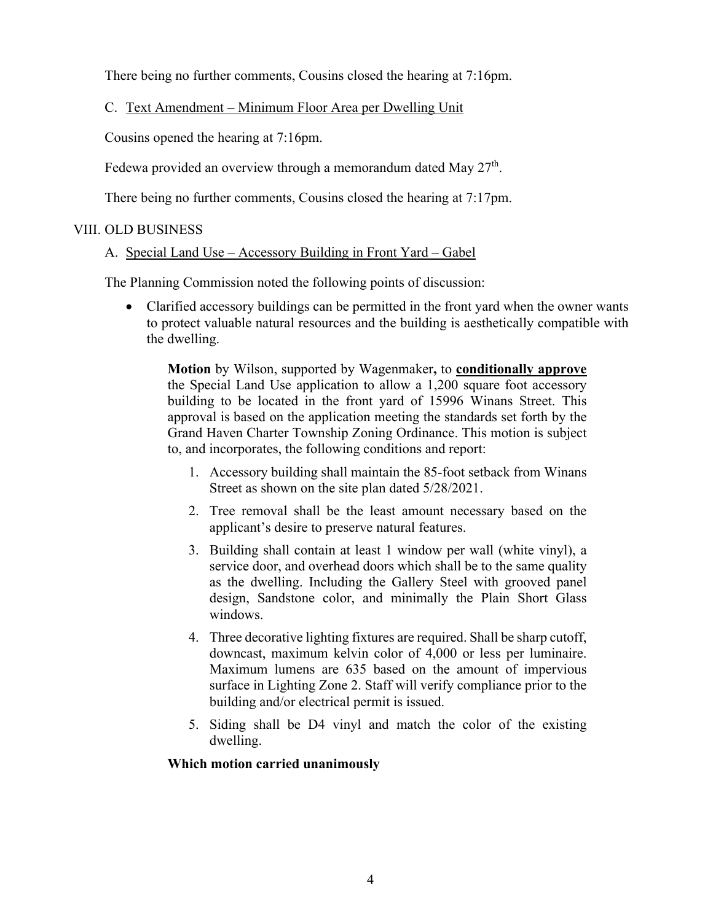There being no further comments, Cousins closed the hearing at 7:16pm.

C. Text Amendment – Minimum Floor Area per Dwelling Unit

Cousins opened the hearing at 7:16pm.

Fedewa provided an overview through a memorandum dated May 27th.

There being no further comments, Cousins closed the hearing at 7:17pm.

## VIII. OLD BUSINESS

A. Special Land Use – Accessory Building in Front Yard – Gabel

The Planning Commission noted the following points of discussion:

- Clarified accessory buildings can be permitted in the front yard when the owner wants to protect valuable natural resources and the building is aesthetically compatible with the dwelling.

> **Motion** by Wilson, supported by Wagenmaker**,** to **conditionally approve** the Special Land Use application to allow a 1,200 square foot accessory building to be located in the front yard of 15996 Winans Street. This approval is based on the application meeting the standards set forth by the Grand Haven Charter Township Zoning Ordinance. This motion is subject to, and incorporates, the following conditions and report:
>
> 1. Accessory building shall maintain the 85-foot setback from Winans Street as shown on the site plan dated 5/28/2021.
> 2. Tree removal shall be the least amount necessary based on the applicant's desire to preserve natural features.
> 3. Building shall contain at least 1 window per wall (white vinyl), a service door, and overhead doors which shall be to the same quality as the dwelling. Including the Gallery Steel with grooved panel design, Sandstone color, and minimally the Plain Short Glass windows.
> 4. Three decorative lighting fixtures are required. Shall be sharp cutoff, downcast, maximum kelvin color of 4,000 or less per luminaire. Maximum lumens are 635 based on the amount of impervious surface in Lighting Zone 2. Staff will verify compliance prior to the building and/or electrical permit is issued.
> 5. Siding shall be D4 vinyl and match the color of the existing dwelling.
>
> **Which motion carried unanimously**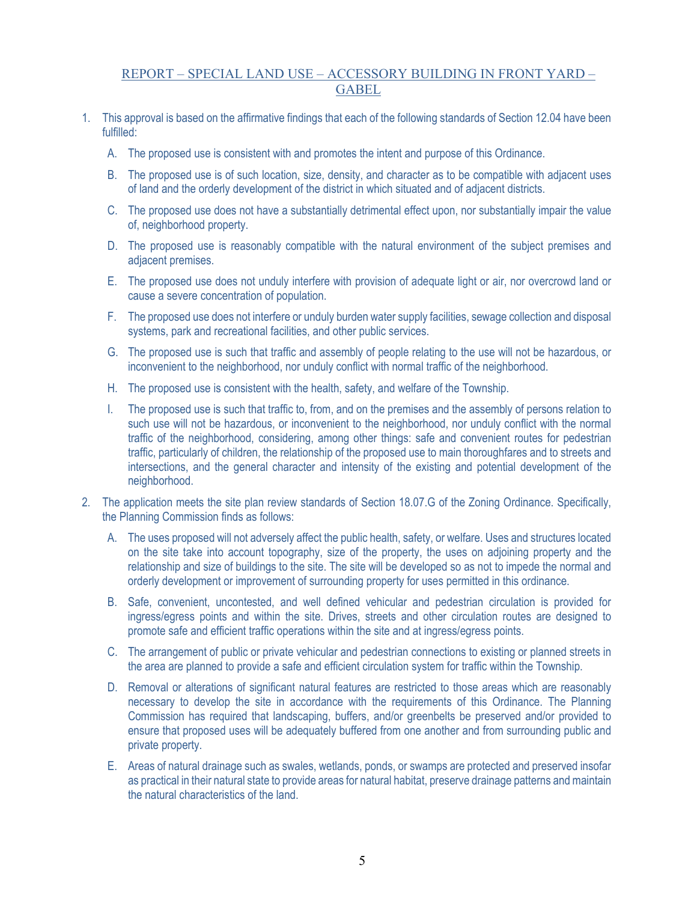## REPORT – SPECIAL LAND USE – ACCESSORY BUILDING IN FRONT YARD – GABEL

1. This approval is based on the affirmative findings that each of the following standards of Section 12.04 have been fulfilled:

   A. The proposed use is consistent with and promotes the intent and purpose of this Ordinance.

   B. The proposed use is of such location, size, density, and character as to be compatible with adjacent uses of land and the orderly development of the district in which situated and of adjacent districts.

   C. The proposed use does not have a substantially detrimental effect upon, nor substantially impair the value of, neighborhood property.

   D. The proposed use is reasonably compatible with the natural environment of the subject premises and adjacent premises.

   E. The proposed use does not unduly interfere with provision of adequate light or air, nor overcrowd land or cause a severe concentration of population.

   F. The proposed use does not interfere or unduly burden water supply facilities, sewage collection and disposal systems, park and recreational facilities, and other public services.

   G. The proposed use is such that traffic and assembly of people relating to the use will not be hazardous, or inconvenient to the neighborhood, nor unduly conflict with normal traffic of the neighborhood.

   H. The proposed use is consistent with the health, safety, and welfare of the Township.

   I. The proposed use is such that traffic to, from, and on the premises and the assembly of persons relation to such use will not be hazardous, or inconvenient to the neighborhood, nor unduly conflict with the normal traffic of the neighborhood, considering, among other things: safe and convenient routes for pedestrian traffic, particularly of children, the relationship of the proposed use to main thoroughfares and to streets and intersections, and the general character and intensity of the existing and potential development of the neighborhood.

2. The application meets the site plan review standards of Section 18.07.G of the Zoning Ordinance. Specifically, the Planning Commission finds as follows:

   A. The uses proposed will not adversely affect the public health, safety, or welfare. Uses and structures located on the site take into account topography, size of the property, the uses on adjoining property and the relationship and size of buildings to the site. The site will be developed so as not to impede the normal and orderly development or improvement of surrounding property for uses permitted in this ordinance.

   B. Safe, convenient, uncontested, and well defined vehicular and pedestrian circulation is provided for ingress/egress points and within the site. Drives, streets and other circulation routes are designed to promote safe and efficient traffic operations within the site and at ingress/egress points.

   C. The arrangement of public or private vehicular and pedestrian connections to existing or planned streets in the area are planned to provide a safe and efficient circulation system for traffic within the Township.

   D. Removal or alterations of significant natural features are restricted to those areas which are reasonably necessary to develop the site in accordance with the requirements of this Ordinance. The Planning Commission has required that landscaping, buffers, and/or greenbelts be preserved and/or provided to ensure that proposed uses will be adequately buffered from one another and from surrounding public and private property.

   E. Areas of natural drainage such as swales, wetlands, ponds, or swamps are protected and preserved insofar as practical in their natural state to provide areas for natural habitat, preserve drainage patterns and maintain the natural characteristics of the land.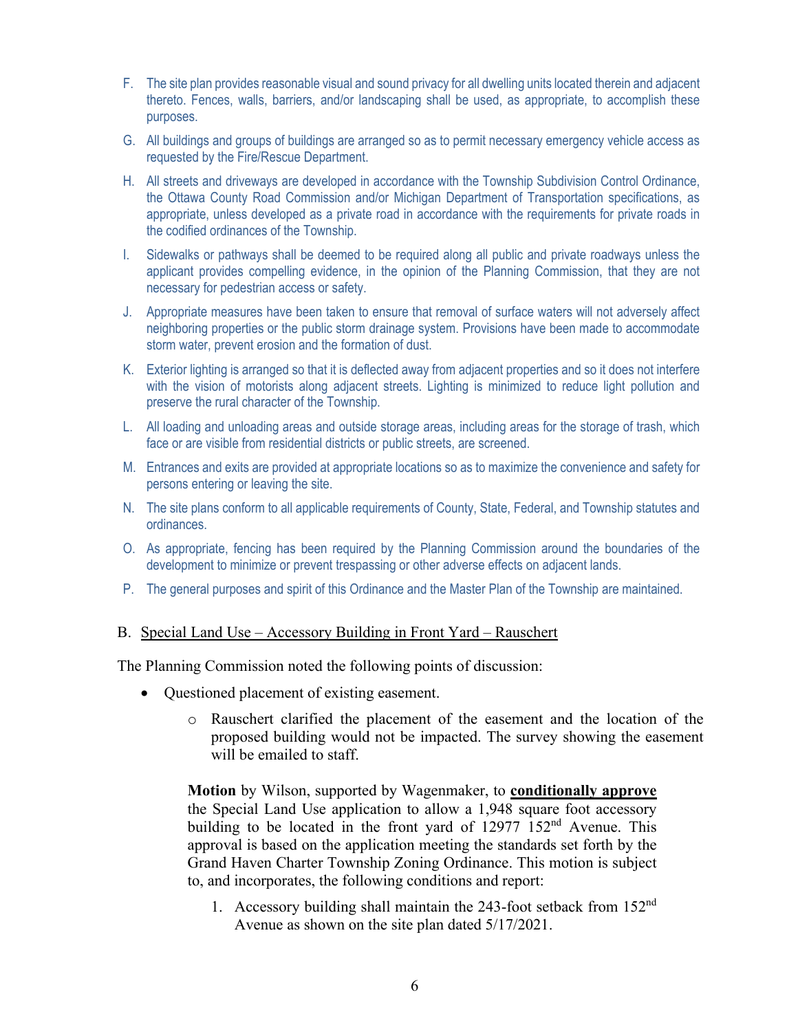F. The site plan provides reasonable visual and sound privacy for all dwelling units located therein and adjacent thereto. Fences, walls, barriers, and/or landscaping shall be used, as appropriate, to accomplish these purposes.

G. All buildings and groups of buildings are arranged so as to permit necessary emergency vehicle access as requested by the Fire/Rescue Department.

H. All streets and driveways are developed in accordance with the Township Subdivision Control Ordinance, the Ottawa County Road Commission and/or Michigan Department of Transportation specifications, as appropriate, unless developed as a private road in accordance with the requirements for private roads in the codified ordinances of the Township.

I. Sidewalks or pathways shall be deemed to be required along all public and private roadways unless the applicant provides compelling evidence, in the opinion of the Planning Commission, that they are not necessary for pedestrian access or safety.

J. Appropriate measures have been taken to ensure that removal of surface waters will not adversely affect neighboring properties or the public storm drainage system. Provisions have been made to accommodate storm water, prevent erosion and the formation of dust.

K. Exterior lighting is arranged so that it is deflected away from adjacent properties and so it does not interfere with the vision of motorists along adjacent streets. Lighting is minimized to reduce light pollution and preserve the rural character of the Township.

L. All loading and unloading areas and outside storage areas, including areas for the storage of trash, which face or are visible from residential districts or public streets, are screened.

M. Entrances and exits are provided at appropriate locations so as to maximize the convenience and safety for persons entering or leaving the site.

N. The site plans conform to all applicable requirements of County, State, Federal, and Township statutes and ordinances.

O. As appropriate, fencing has been required by the Planning Commission around the boundaries of the development to minimize or prevent trespassing or other adverse effects on adjacent lands.

P. The general purposes and spirit of this Ordinance and the Master Plan of the Township are maintained.

B. Special Land Use – Accessory Building in Front Yard – Rauschert

The Planning Commission noted the following points of discussion:

- Questioned placement of existing easement.
  - Rauschert clarified the placement of the easement and the location of the proposed building would not be impacted. The survey showing the easement will be emailed to staff.

**Motion** by Wilson, supported by Wagenmaker, to **conditionally approve** the Special Land Use application to allow a 1,948 square foot accessory building to be located in the front yard of 12977 152nd Avenue. This approval is based on the application meeting the standards set forth by the Grand Haven Charter Township Zoning Ordinance. This motion is subject to, and incorporates, the following conditions and report:

1. Accessory building shall maintain the 243-foot setback from 152nd Avenue as shown on the site plan dated 5/17/2021.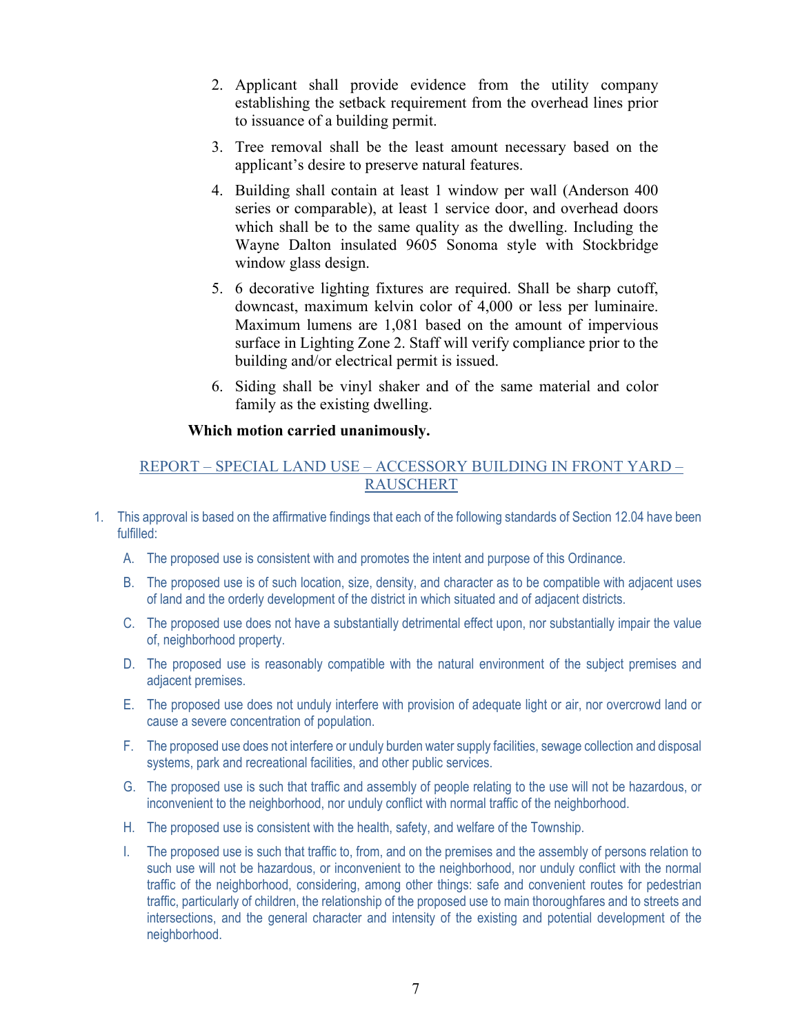2. Applicant shall provide evidence from the utility company establishing the setback requirement from the overhead lines prior to issuance of a building permit.

3. Tree removal shall be the least amount necessary based on the applicant's desire to preserve natural features.

4. Building shall contain at least 1 window per wall (Anderson 400 series or comparable), at least 1 service door, and overhead doors which shall be to the same quality as the dwelling. Including the Wayne Dalton insulated 9605 Sonoma style with Stockbridge window glass design.

5. 6 decorative lighting fixtures are required. Shall be sharp cutoff, downcast, maximum kelvin color of 4,000 or less per luminaire. Maximum lumens are 1,081 based on the amount of impervious surface in Lighting Zone 2. Staff will verify compliance prior to the building and/or electrical permit is issued.

6. Siding shall be vinyl shaker and of the same material and color family as the existing dwelling.

**Which motion carried unanimously.**

## REPORT – SPECIAL LAND USE – ACCESSORY BUILDING IN FRONT YARD – RAUSCHERT

1. This approval is based on the affirmative findings that each of the following standards of Section 12.04 have been fulfilled:

   A. The proposed use is consistent with and promotes the intent and purpose of this Ordinance.

   B. The proposed use is of such location, size, density, and character as to be compatible with adjacent uses of land and the orderly development of the district in which situated and of adjacent districts.

   C. The proposed use does not have a substantially detrimental effect upon, nor substantially impair the value of, neighborhood property.

   D. The proposed use is reasonably compatible with the natural environment of the subject premises and adjacent premises.

   E. The proposed use does not unduly interfere with provision of adequate light or air, nor overcrowd land or cause a severe concentration of population.

   F. The proposed use does not interfere or unduly burden water supply facilities, sewage collection and disposal systems, park and recreational facilities, and other public services.

   G. The proposed use is such that traffic and assembly of people relating to the use will not be hazardous, or inconvenient to the neighborhood, nor unduly conflict with normal traffic of the neighborhood.

   H. The proposed use is consistent with the health, safety, and welfare of the Township.

   I. The proposed use is such that traffic to, from, and on the premises and the assembly of persons relation to such use will not be hazardous, or inconvenient to the neighborhood, nor unduly conflict with the normal traffic of the neighborhood, considering, among other things: safe and convenient routes for pedestrian traffic, particularly of children, the relationship of the proposed use to main thoroughfares and to streets and intersections, and the general character and intensity of the existing and potential development of the neighborhood.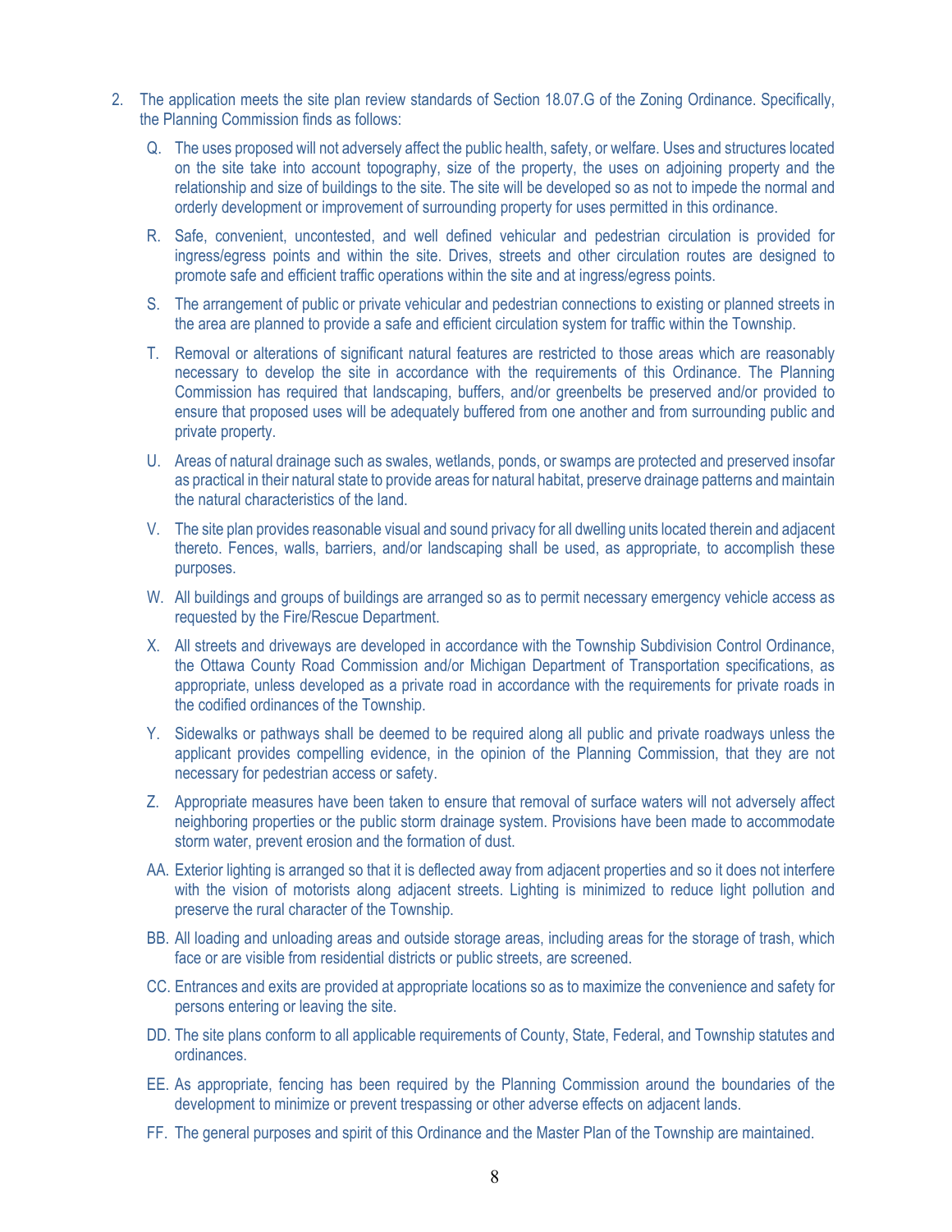2. The application meets the site plan review standards of Section 18.07.G of the Zoning Ordinance. Specifically, the Planning Commission finds as follows:

   Q. The uses proposed will not adversely affect the public health, safety, or welfare. Uses and structures located on the site take into account topography, size of the property, the uses on adjoining property and the relationship and size of buildings to the site. The site will be developed so as not to impede the normal and orderly development or improvement of surrounding property for uses permitted in this ordinance.

   R. Safe, convenient, uncontested, and well defined vehicular and pedestrian circulation is provided for ingress/egress points and within the site. Drives, streets and other circulation routes are designed to promote safe and efficient traffic operations within the site and at ingress/egress points.

   S. The arrangement of public or private vehicular and pedestrian connections to existing or planned streets in the area are planned to provide a safe and efficient circulation system for traffic within the Township.

   T. Removal or alterations of significant natural features are restricted to those areas which are reasonably necessary to develop the site in accordance with the requirements of this Ordinance. The Planning Commission has required that landscaping, buffers, and/or greenbelts be preserved and/or provided to ensure that proposed uses will be adequately buffered from one another and from surrounding public and private property.

   U. Areas of natural drainage such as swales, wetlands, ponds, or swamps are protected and preserved insofar as practical in their natural state to provide areas for natural habitat, preserve drainage patterns and maintain the natural characteristics of the land.

   V. The site plan provides reasonable visual and sound privacy for all dwelling units located therein and adjacent thereto. Fences, walls, barriers, and/or landscaping shall be used, as appropriate, to accomplish these purposes.

   W. All buildings and groups of buildings are arranged so as to permit necessary emergency vehicle access as requested by the Fire/Rescue Department.

   X. All streets and driveways are developed in accordance with the Township Subdivision Control Ordinance, the Ottawa County Road Commission and/or Michigan Department of Transportation specifications, as appropriate, unless developed as a private road in accordance with the requirements for private roads in the codified ordinances of the Township.

   Y. Sidewalks or pathways shall be deemed to be required along all public and private roadways unless the applicant provides compelling evidence, in the opinion of the Planning Commission, that they are not necessary for pedestrian access or safety.

   Z. Appropriate measures have been taken to ensure that removal of surface waters will not adversely affect neighboring properties or the public storm drainage system. Provisions have been made to accommodate storm water, prevent erosion and the formation of dust.

   AA. Exterior lighting is arranged so that it is deflected away from adjacent properties and so it does not interfere with the vision of motorists along adjacent streets. Lighting is minimized to reduce light pollution and preserve the rural character of the Township.

   BB. All loading and unloading areas and outside storage areas, including areas for the storage of trash, which face or are visible from residential districts or public streets, are screened.

   CC. Entrances and exits are provided at appropriate locations so as to maximize the convenience and safety for persons entering or leaving the site.

   DD. The site plans conform to all applicable requirements of County, State, Federal, and Township statutes and ordinances.

   EE. As appropriate, fencing has been required by the Planning Commission around the boundaries of the development to minimize or prevent trespassing or other adverse effects on adjacent lands.

   FF. The general purposes and spirit of this Ordinance and the Master Plan of the Township are maintained.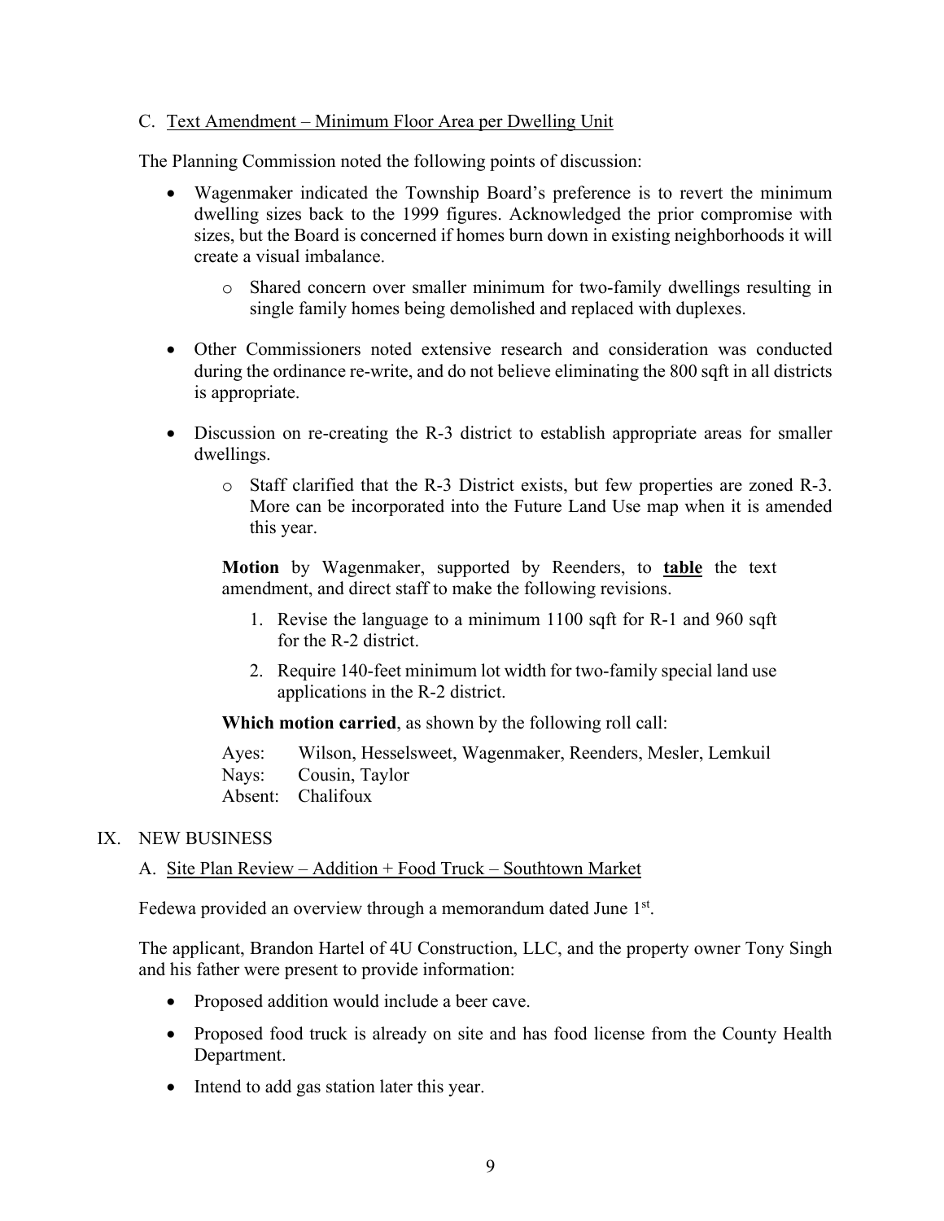C. Text Amendment – Minimum Floor Area per Dwelling Unit

The Planning Commission noted the following points of discussion:

- Wagenmaker indicated the Township Board's preference is to revert the minimum dwelling sizes back to the 1999 figures. Acknowledged the prior compromise with sizes, but the Board is concerned if homes burn down in existing neighborhoods it will create a visual imbalance.
    - Shared concern over smaller minimum for two-family dwellings resulting in single family homes being demolished and replaced with duplexes.
- Other Commissioners noted extensive research and consideration was conducted during the ordinance re-write, and do not believe eliminating the 800 sqft in all districts is appropriate.
- Discussion on re-creating the R-3 district to establish appropriate areas for smaller dwellings.
    - Staff clarified that the R-3 District exists, but few properties are zoned R-3. More can be incorporated into the Future Land Use map when it is amended this year.

**Motion** by Wagenmaker, supported by Reenders, to **table** the text amendment, and direct staff to make the following revisions.

1. Revise the language to a minimum 1100 sqft for R-1 and 960 sqft for the R-2 district.
2. Require 140-feet minimum lot width for two-family special land use applications in the R-2 district.

**Which motion carried**, as shown by the following roll call:

Ayes: Wilson, Hesselsweet, Wagenmaker, Reenders, Mesler, Lemkuil
Nays: Cousin, Taylor
Absent: Chalifoux

## IX. NEW BUSINESS

A. Site Plan Review – Addition + Food Truck – Southtown Market

Fedewa provided an overview through a memorandum dated June 1st.

The applicant, Brandon Hartel of 4U Construction, LLC, and the property owner Tony Singh and his father were present to provide information:

- Proposed addition would include a beer cave.
- Proposed food truck is already on site and has food license from the County Health Department.
- Intend to add gas station later this year.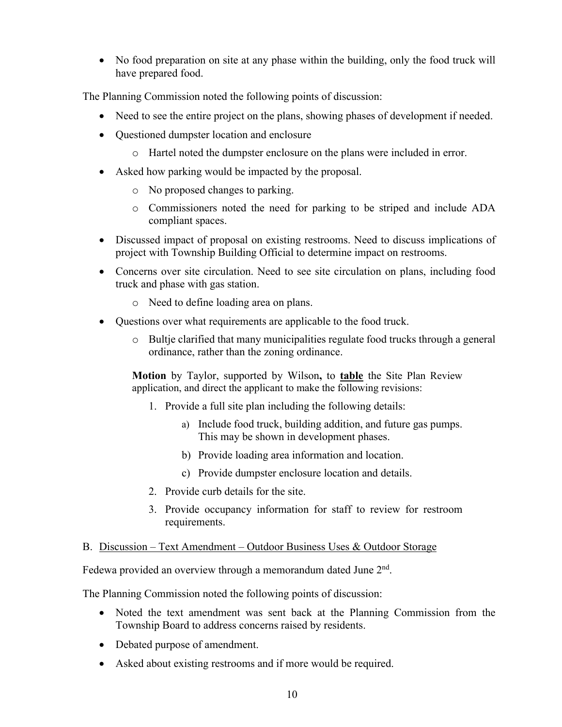- No food preparation on site at any phase within the building, only the food truck will have prepared food.

The Planning Commission noted the following points of discussion:

- Need to see the entire project on the plans, showing phases of development if needed.
- Questioned dumpster location and enclosure
  - Hartel noted the dumpster enclosure on the plans were included in error.
- Asked how parking would be impacted by the proposal.
  - No proposed changes to parking.
  - Commissioners noted the need for parking to be striped and include ADA compliant spaces.
- Discussed impact of proposal on existing restrooms. Need to discuss implications of project with Township Building Official to determine impact on restrooms.
- Concerns over site circulation. Need to see site circulation on plans, including food truck and phase with gas station.
  - Need to define loading area on plans.
- Questions over what requirements are applicable to the food truck.
  - Bultje clarified that many municipalities regulate food trucks through a general ordinance, rather than the zoning ordinance.

> **Motion** by Taylor, supported by Wilson**,** to **table** the Site Plan Review application, and direct the applicant to make the following revisions:
>
> 1. Provide a full site plan including the following details:
>    a) Include food truck, building addition, and future gas pumps. This may be shown in development phases.
>    b) Provide loading area information and location.
>    c) Provide dumpster enclosure location and details.
> 2. Provide curb details for the site.
> 3. Provide occupancy information for staff to review for restroom requirements.

B. Discussion – Text Amendment – Outdoor Business Uses & Outdoor Storage

Fedewa provided an overview through a memorandum dated June 2nd.

The Planning Commission noted the following points of discussion:

- Noted the text amendment was sent back at the Planning Commission from the Township Board to address concerns raised by residents.
- Debated purpose of amendment.
- Asked about existing restrooms and if more would be required.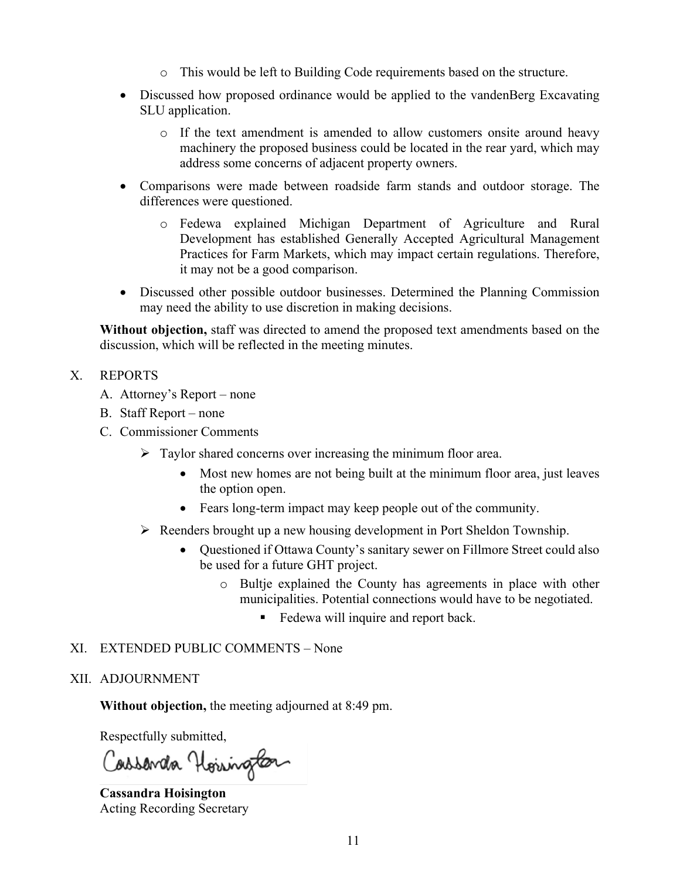- This would be left to Building Code requirements based on the structure.

- Discussed how proposed ordinance would be applied to the vandenBerg Excavating SLU application.
  - If the text amendment is amended to allow customers onsite around heavy machinery the proposed business could be located in the rear yard, which may address some concerns of adjacent property owners.
- Comparisons were made between roadside farm stands and outdoor storage. The differences were questioned.
  - Fedewa explained Michigan Department of Agriculture and Rural Development has established Generally Accepted Agricultural Management Practices for Farm Markets, which may impact certain regulations. Therefore, it may not be a good comparison.
- Discussed other possible outdoor businesses. Determined the Planning Commission may need the ability to use discretion in making decisions.

**Without objection,** staff was directed to amend the proposed text amendments based on the discussion, which will be reflected in the meeting minutes.

X. REPORTS

A. Attorney's Report – none

B. Staff Report – none

C. Commissioner Comments

- Taylor shared concerns over increasing the minimum floor area.
  - Most new homes are not being built at the minimum floor area, just leaves the option open.
  - Fears long-term impact may keep people out of the community.
- Reenders brought up a new housing development in Port Sheldon Township.
  - Questioned if Ottawa County's sanitary sewer on Fillmore Street could also be used for a future GHT project.
    - Bultje explained the County has agreements in place with other municipalities. Potential connections would have to be negotiated.
      - Fedewa will inquire and report back.

XI. EXTENDED PUBLIC COMMENTS – None

XII. ADJOURNMENT

**Without objection,** the meeting adjourned at 8:49 pm.

Respectfully submitted,

Cassandra Hoisington

**Cassandra Hoisington**
Acting Recording Secretary